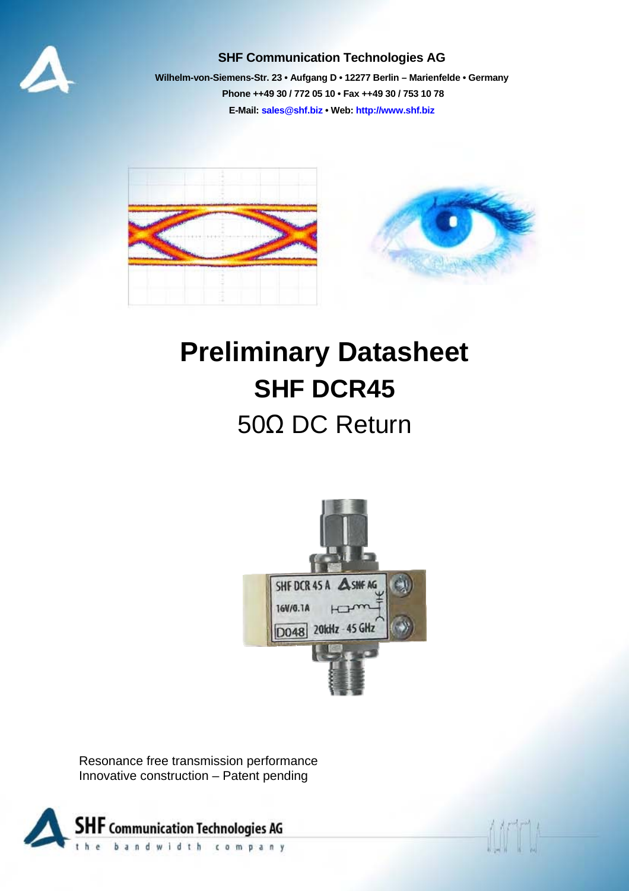**SHF Communication Technologies AG**

**Wilhelm-von-Siemens-Str. 23 • Aufgang D • 12277 Berlin – Marienfelde • Germany**

**Phone ++49 30 / 772 05 10 • Fax ++49 30 / 753 10 78**

**E-Mail: sales@shf.biz • Web: http://www.shf.biz**

# Preliminary Datasheet

## SHF DCR45

## 50Ω DC Return

Resonance free transmission performance
Innovative construction – Patent pending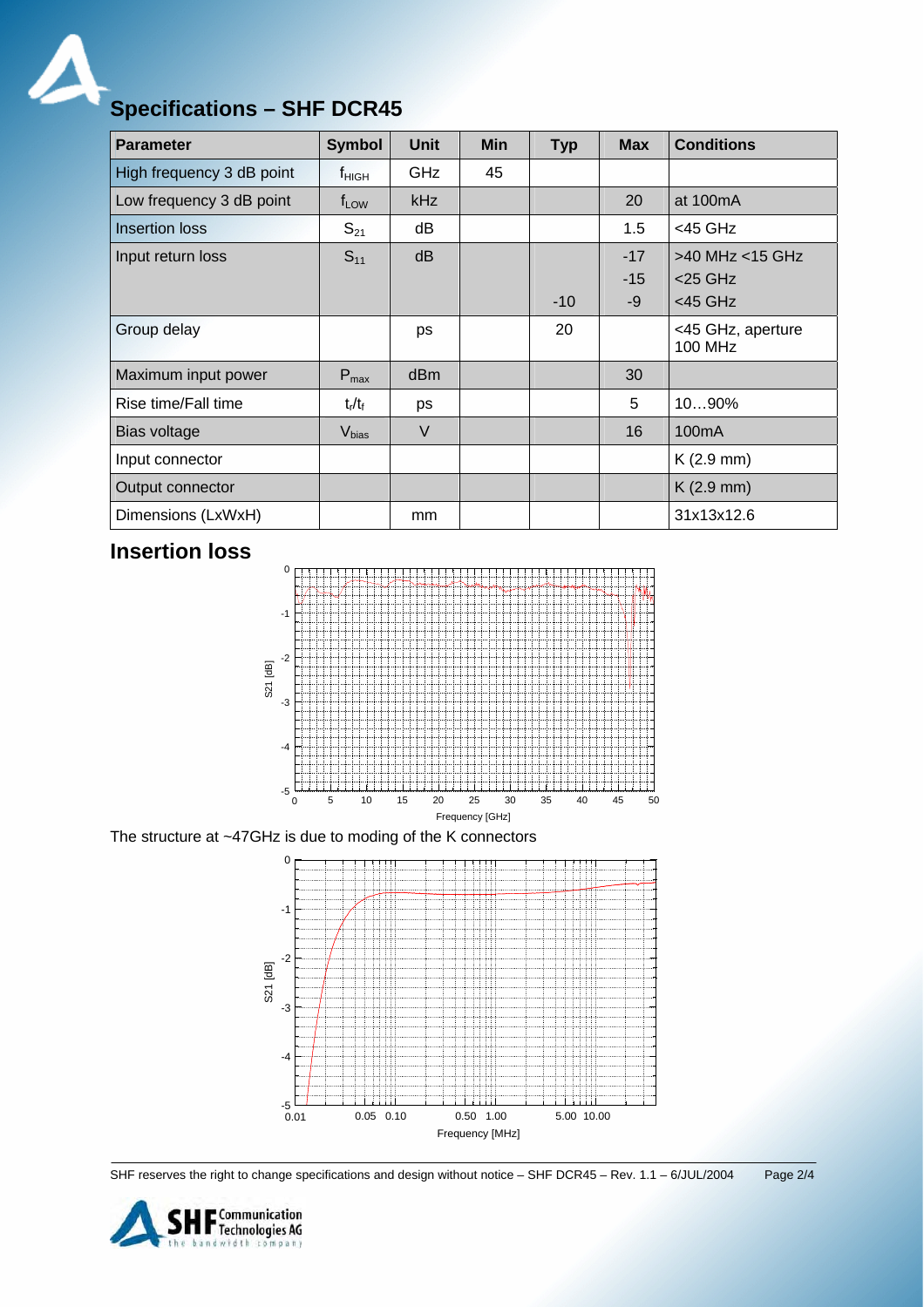# Specifications – SHF DCR45

| Parameter | Symbol | Unit | Min | Typ | Max | Conditions |
|---|---|---|---|---|---|---|
| High frequency 3 dB point | $f_{HIGH}$ | GHz | 45 | | | |
| Low frequency 3 dB point | $f_{LOW}$ | kHz | | | 20 | at 100mA |
| Insertion loss | $S_{21}$ | dB | | | 1.5 | <45 GHz |
| Input return loss | $S_{11}$ | dB | | | -17 | >40 MHz <15 GHz |
| | | | | | -15 | <25 GHz |
| | | | | -10 | -9 | <45 GHz |
| Group delay | | ps | | 20 | | <45 GHz, aperture 100 MHz |
| Maximum input power | $P_{max}$ | dBm | | | 30 | |
| Rise time/Fall time | $t_r/t_f$ | ps | | | 5 | 10…90% |
| Bias voltage | $V_{bias}$ | V | | | 16 | 100mA |
| Input connector | | | | | | K (2.9 mm) |
| Output connector | | | | | | K (2.9 mm) |
| Dimensions (LxWxH) | | mm | | | | 31x13x12.6 |

## Insertion loss

The structure at ~47GHz is due to moding of the K connectors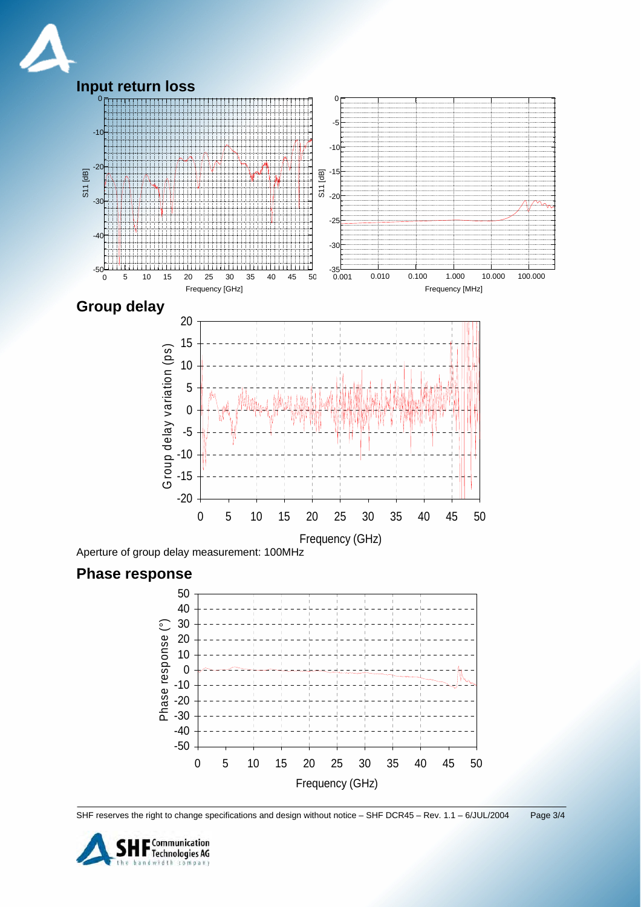## Input return loss

## Group delay

Aperture of group delay measurement: 100MHz

## Phase response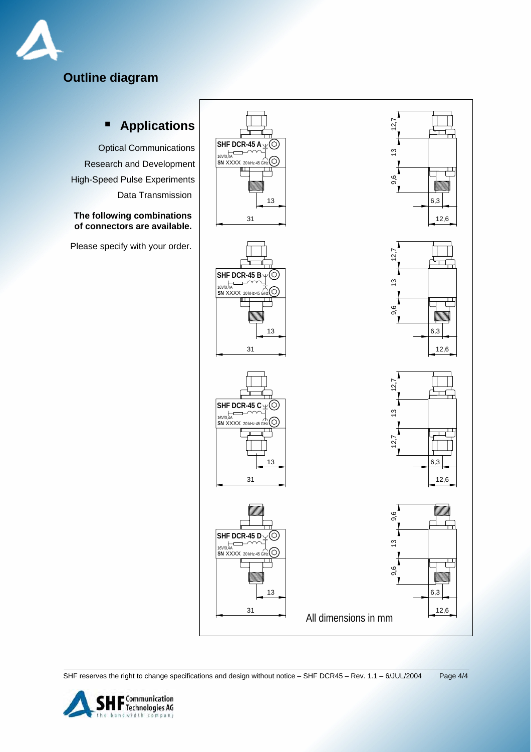## Outline diagram

### Applications

Optical Communications

Research and Development

High-Speed Pulse Experiments

Data Transmission

**The following combinations of connectors are available.**

Please specify with your order.

SHF DCR-45 A

16V/0,4A

SN XXXX 20 kHz-45 GHz

13

31

12,7

13

9,6

6,3

12,6

SHF DCR-45 B

16V/0,4A

SN XXXX 20 kHz-45 GHz

13

31

12,7

13

9,6

6,3

12,6

SHF DCR-45 C

16V/0,4A

SN XXXX 20 kHz-45 GHz

13

31

12,7

13

12,7

6,3

12,6

SHF DCR-45 D

16V/0,4A

SN XXXX 20 kHz-45 GHz

13

31

9,6

13

9,6

6,3

12,6

All dimensions in mm

SHF reserves the right to change specifications and design without notice – SHF DCR45 – Rev. 1.1 – 6/JUL/2004